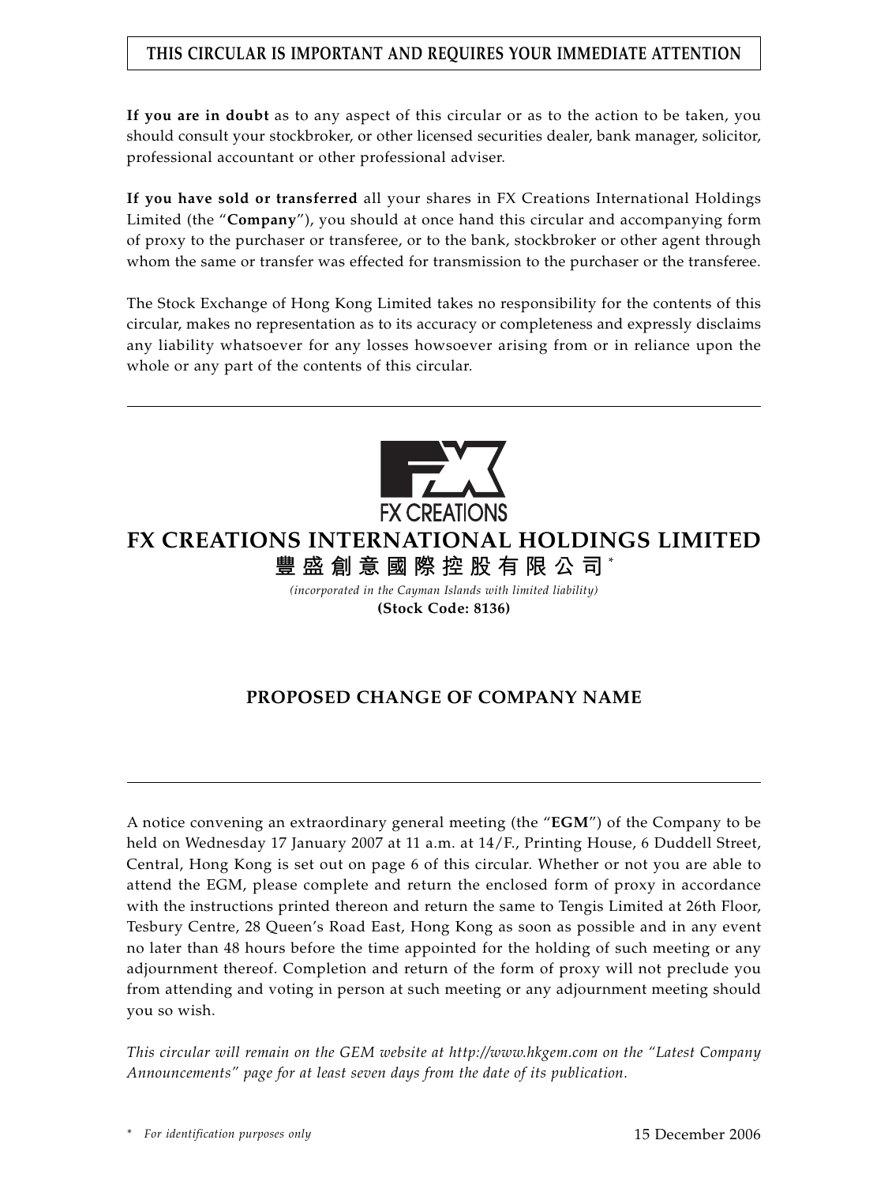**THIS CIRCULAR IS IMPORTANT AND REQUIRES YOUR IMMEDIATE ATTENTION**

**If you are in doubt** as to any aspect of this circular or as to the action to be taken, you should consult your stockbroker, or other licensed securities dealer, bank manager, solicitor, professional accountant or other professional adviser.

**If you have sold or transferred** all your shares in FX Creations International Holdings Limited (the "**Company**"), you should at once hand this circular and accompanying form of proxy to the purchaser or transferee, or to the bank, stockbroker or other agent through whom the same or transfer was effected for transmission to the purchaser or the transferee.

The Stock Exchange of Hong Kong Limited takes no responsibility for the contents of this circular, makes no representation as to its accuracy or completeness and expressly disclaims any liability whatsoever for any losses howsoever arising from or in reliance upon the whole or any part of the contents of this circular.

FX CREATIONS

# FX CREATIONS INTERNATIONAL HOLDINGS LIMITED

# 豐盛創意國際控股有限公司*

*(incorporated in the Cayman Islands with limited liability)*

**(Stock Code: 8136)**

## PROPOSED CHANGE OF COMPANY NAME

A notice convening an extraordinary general meeting (the "**EGM**") of the Company to be held on Wednesday 17 January 2007 at 11 a.m. at 14/F., Printing House, 6 Duddell Street, Central, Hong Kong is set out on page 6 of this circular. Whether or not you are able to attend the EGM, please complete and return the enclosed form of proxy in accordance with the instructions printed thereon and return the same to Tengis Limited at 26th Floor, Tesbury Centre, 28 Queen's Road East, Hong Kong as soon as possible and in any event no later than 48 hours before the time appointed for the holding of such meeting or any adjournment thereof. Completion and return of the form of proxy will not preclude you from attending and voting in person at such meeting or any adjournment meeting should you so wish.

*This circular will remain on the GEM website at http://www.hkgem.com on the "Latest Company Announcements" page for at least seven days from the date of its publication.*

\* *For identification purposes only*

15 December 2006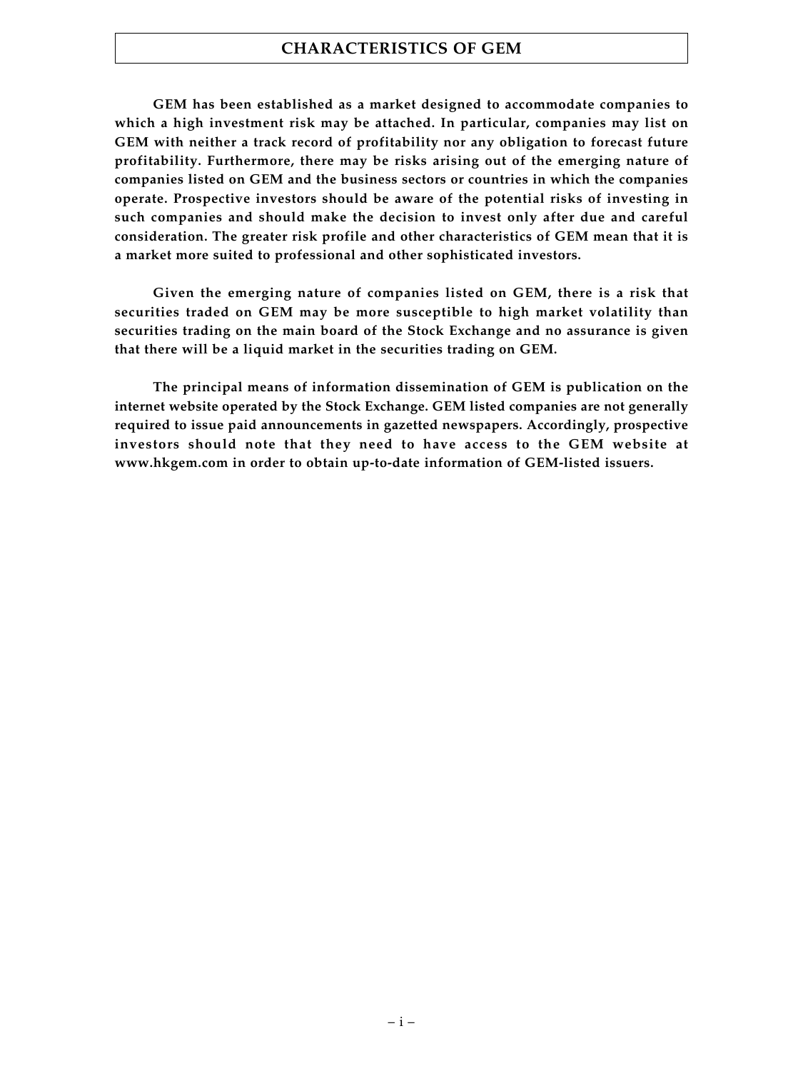# CHARACTERISTICS OF GEM

**GEM has been established as a market designed to accommodate companies to which a high investment risk may be attached. In particular, companies may list on GEM with neither a track record of profitability nor any obligation to forecast future profitability. Furthermore, there may be risks arising out of the emerging nature of companies listed on GEM and the business sectors or countries in which the companies operate. Prospective investors should be aware of the potential risks of investing in such companies and should make the decision to invest only after due and careful consideration. The greater risk profile and other characteristics of GEM mean that it is a market more suited to professional and other sophisticated investors.**

**Given the emerging nature of companies listed on GEM, there is a risk that securities traded on GEM may be more susceptible to high market volatility than securities trading on the main board of the Stock Exchange and no assurance is given that there will be a liquid market in the securities trading on GEM.**

**The principal means of information dissemination of GEM is publication on the internet website operated by the Stock Exchange. GEM listed companies are not generally required to issue paid announcements in gazetted newspapers. Accordingly, prospective investors should note that they need to have access to the GEM website at www.hkgem.com in order to obtain up-to-date information of GEM-listed issuers.**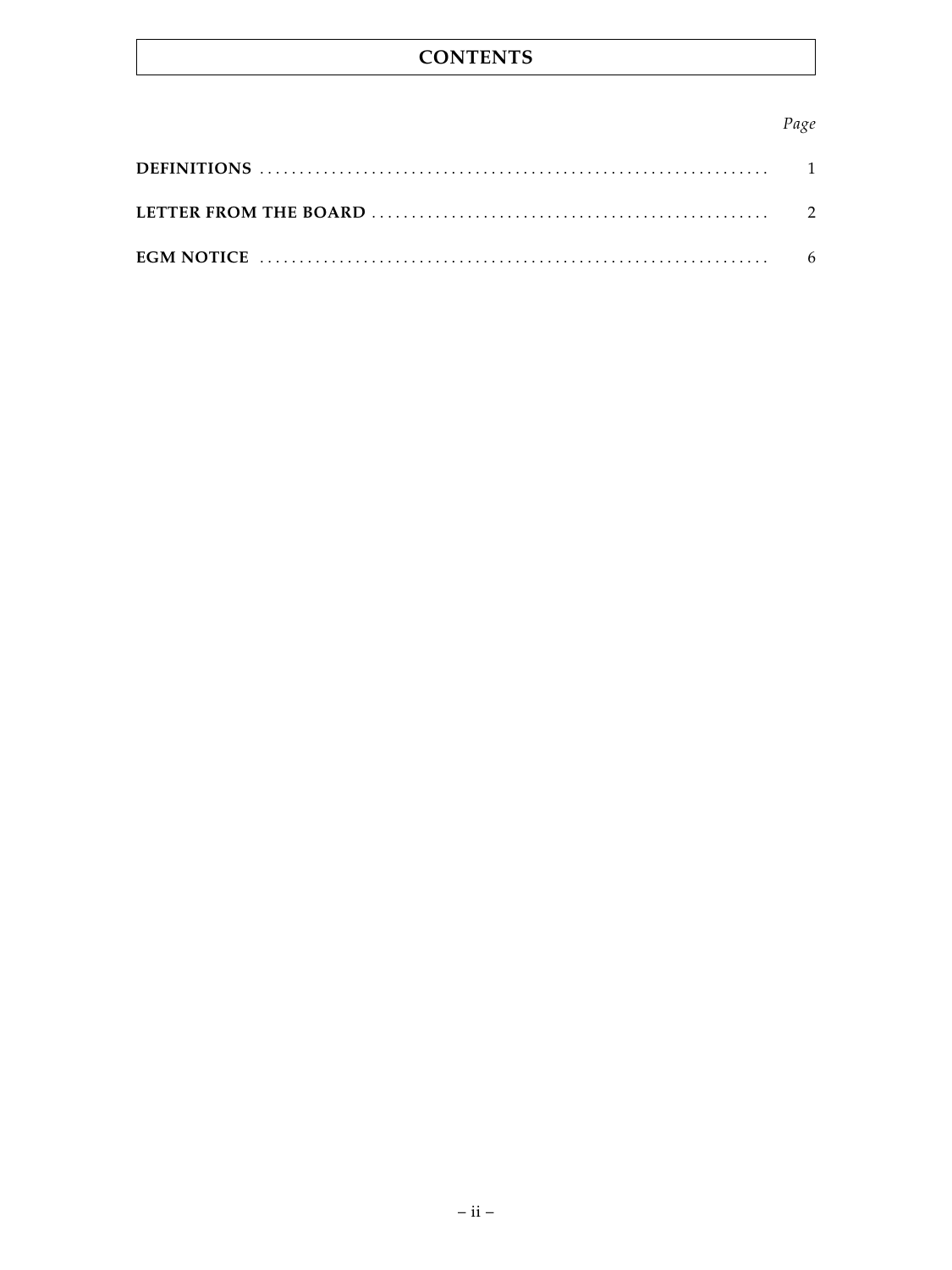# CONTENTS

| | Page |
|---|---|
| **DEFINITIONS** | 1 |
| **LETTER FROM THE BOARD** | 2 |
| **EGM NOTICE** | 6 |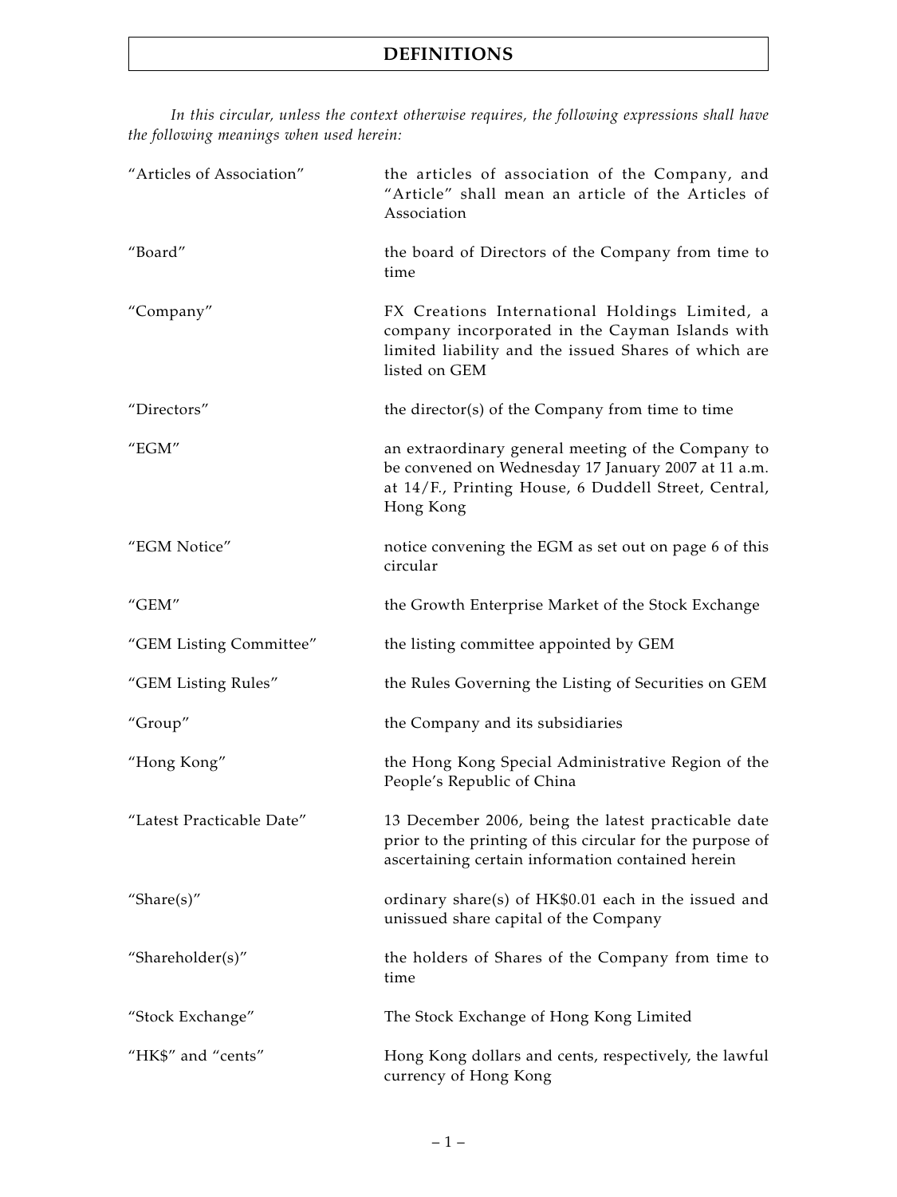# DEFINITIONS

*In this circular, unless the context otherwise requires, the following expressions shall have the following meanings when used herein:*

| | |
|---|---|
| "Articles of Association" | the articles of association of the Company, and "Article" shall mean an article of the Articles of Association |
| "Board" | the board of Directors of the Company from time to time |
| "Company" | FX Creations International Holdings Limited, a company incorporated in the Cayman Islands with limited liability and the issued Shares of which are listed on GEM |
| "Directors" | the director(s) of the Company from time to time |
| "EGM" | an extraordinary general meeting of the Company to be convened on Wednesday 17 January 2007 at 11 a.m. at 14/F., Printing House, 6 Duddell Street, Central, Hong Kong |
| "EGM Notice" | notice convening the EGM as set out on page 6 of this circular |
| "GEM" | the Growth Enterprise Market of the Stock Exchange |
| "GEM Listing Committee" | the listing committee appointed by GEM |
| "GEM Listing Rules" | the Rules Governing the Listing of Securities on GEM |
| "Group" | the Company and its subsidiaries |
| "Hong Kong" | the Hong Kong Special Administrative Region of the People's Republic of China |
| "Latest Practicable Date" | 13 December 2006, being the latest practicable date prior to the printing of this circular for the purpose of ascertaining certain information contained herein |
| "Share(s)" | ordinary share(s) of HK$0.01 each in the issued and unissued share capital of the Company |
| "Shareholder(s)" | the holders of Shares of the Company from time to time |
| "Stock Exchange" | The Stock Exchange of Hong Kong Limited |
| "HK$" and "cents" | Hong Kong dollars and cents, respectively, the lawful currency of Hong Kong |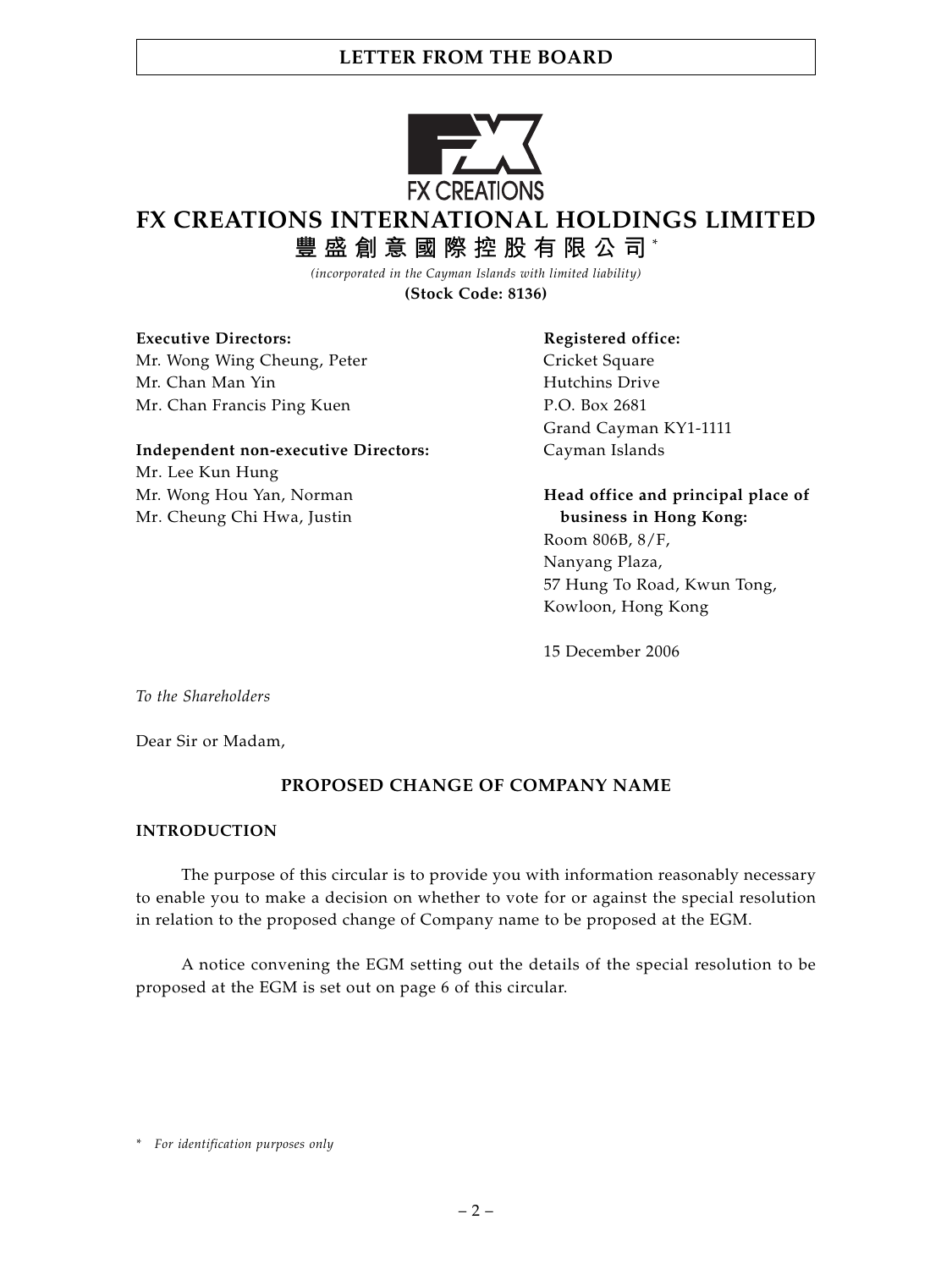# FX CREATIONS INTERNATIONAL HOLDINGS LIMITED

## 豐盛創意國際控股有限公司*

*(incorporated in the Cayman Islands with limited liability)*

**(Stock Code: 8136)**

**Executive Directors:**
Mr. Wong Wing Cheung, Peter
Mr. Chan Man Yin
Mr. Chan Francis Ping Kuen

**Independent non-executive Directors:**
Mr. Lee Kun Hung
Mr. Wong Hou Yan, Norman
Mr. Cheung Chi Hwa, Justin

**Registered office:**
Cricket Square
Hutchins Drive
P.O. Box 2681
Grand Cayman KY1-1111
Cayman Islands

**Head office and principal place of business in Hong Kong:**
Room 806B, 8/F,
Nanyang Plaza,
57 Hung To Road, Kwun Tong,
Kowloon, Hong Kong

15 December 2006

*To the Shareholders*

Dear Sir or Madam,

### PROPOSED CHANGE OF COMPANY NAME

#### INTRODUCTION

The purpose of this circular is to provide you with information reasonably necessary to enable you to make a decision on whether to vote for or against the special resolution in relation to the proposed change of Company name to be proposed at the EGM.

A notice convening the EGM setting out the details of the special resolution to be proposed at the EGM is set out on page 6 of this circular.

\* *For identification purposes only*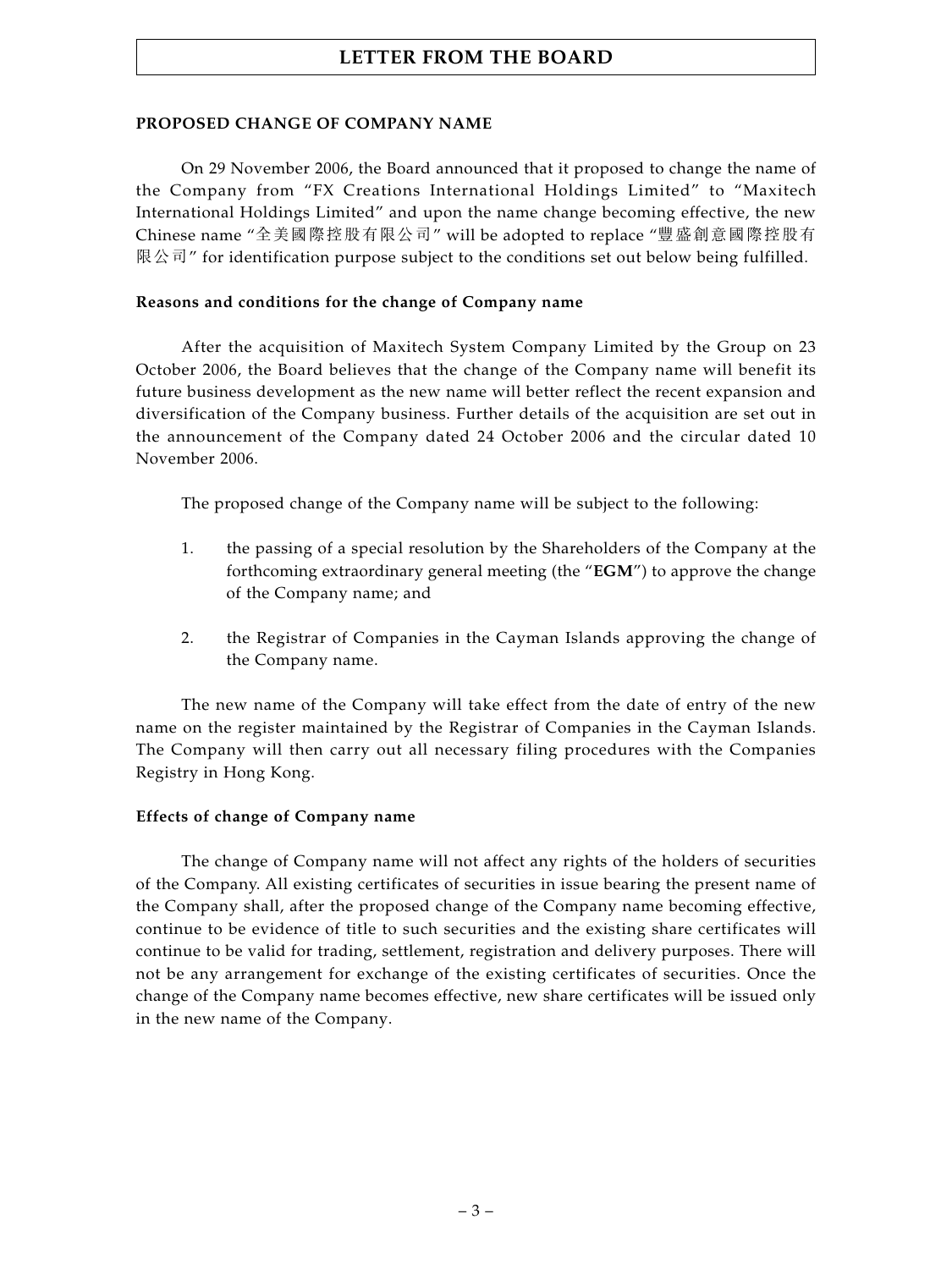## PROPOSED CHANGE OF COMPANY NAME

On 29 November 2006, the Board announced that it proposed to change the name of the Company from "FX Creations International Holdings Limited" to "Maxitech International Holdings Limited" and upon the name change becoming effective, the new Chinese name "全美國際控股有限公司" will be adopted to replace "豐盛創意國際控股有限公司" for identification purpose subject to the conditions set out below being fulfilled.

### Reasons and conditions for the change of Company name

After the acquisition of Maxitech System Company Limited by the Group on 23 October 2006, the Board believes that the change of the Company name will benefit its future business development as the new name will better reflect the recent expansion and diversification of the Company business. Further details of the acquisition are set out in the announcement of the Company dated 24 October 2006 and the circular dated 10 November 2006.

The proposed change of the Company name will be subject to the following:

1. the passing of a special resolution by the Shareholders of the Company at the forthcoming extraordinary general meeting (the "**EGM**") to approve the change of the Company name; and

2. the Registrar of Companies in the Cayman Islands approving the change of the Company name.

The new name of the Company will take effect from the date of entry of the new name on the register maintained by the Registrar of Companies in the Cayman Islands. The Company will then carry out all necessary filing procedures with the Companies Registry in Hong Kong.

### Effects of change of Company name

The change of Company name will not affect any rights of the holders of securities of the Company. All existing certificates of securities in issue bearing the present name of the Company shall, after the proposed change of the Company name becoming effective, continue to be evidence of title to such securities and the existing share certificates will continue to be valid for trading, settlement, registration and delivery purposes. There will not be any arrangement for exchange of the existing certificates of securities. Once the change of the Company name becomes effective, new share certificates will be issued only in the new name of the Company.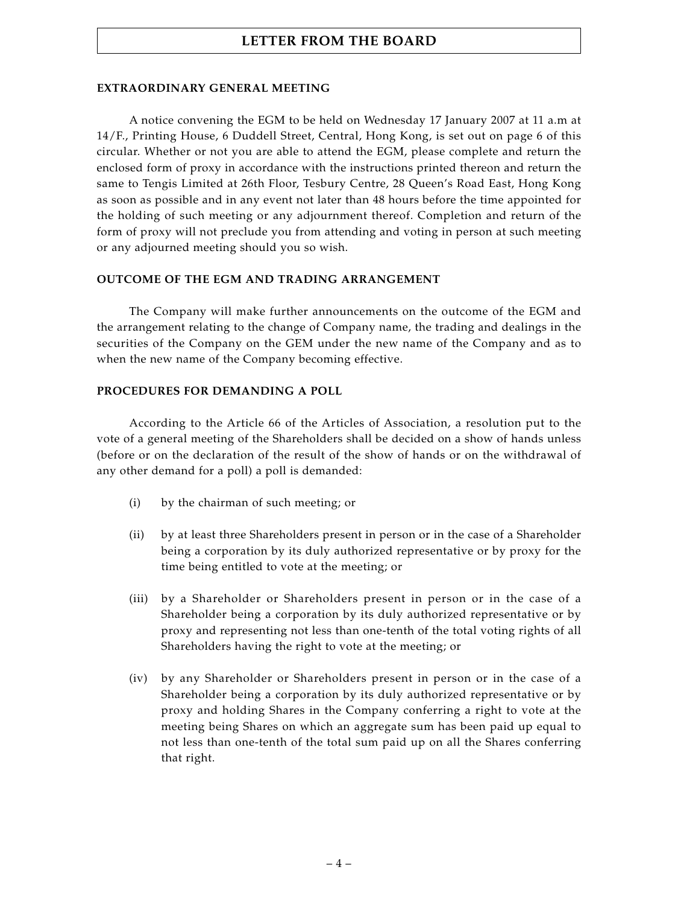## EXTRAORDINARY GENERAL MEETING

A notice convening the EGM to be held on Wednesday 17 January 2007 at 11 a.m at 14/F., Printing House, 6 Duddell Street, Central, Hong Kong, is set out on page 6 of this circular. Whether or not you are able to attend the EGM, please complete and return the enclosed form of proxy in accordance with the instructions printed thereon and return the same to Tengis Limited at 26th Floor, Tesbury Centre, 28 Queen's Road East, Hong Kong as soon as possible and in any event not later than 48 hours before the time appointed for the holding of such meeting or any adjournment thereof. Completion and return of the form of proxy will not preclude you from attending and voting in person at such meeting or any adjourned meeting should you so wish.

## OUTCOME OF THE EGM AND TRADING ARRANGEMENT

The Company will make further announcements on the outcome of the EGM and the arrangement relating to the change of Company name, the trading and dealings in the securities of the Company on the GEM under the new name of the Company and as to when the new name of the Company becoming effective.

## PROCEDURES FOR DEMANDING A POLL

According to the Article 66 of the Articles of Association, a resolution put to the vote of a general meeting of the Shareholders shall be decided on a show of hands unless (before or on the declaration of the result of the show of hands or on the withdrawal of any other demand for a poll) a poll is demanded:

(i) by the chairman of such meeting; or

(ii) by at least three Shareholders present in person or in the case of a Shareholder being a corporation by its duly authorized representative or by proxy for the time being entitled to vote at the meeting; or

(iii) by a Shareholder or Shareholders present in person or in the case of a Shareholder being a corporation by its duly authorized representative or by proxy and representing not less than one-tenth of the total voting rights of all Shareholders having the right to vote at the meeting; or

(iv) by any Shareholder or Shareholders present in person or in the case of a Shareholder being a corporation by its duly authorized representative or by proxy and holding Shares in the Company conferring a right to vote at the meeting being Shares on which an aggregate sum has been paid up equal to not less than one-tenth of the total sum paid up on all the Shares conferring that right.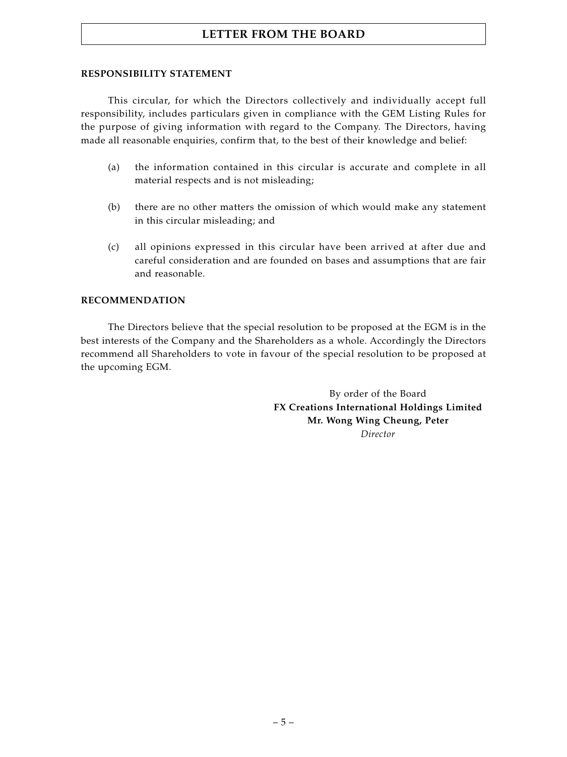## RESPONSIBILITY STATEMENT

This circular, for which the Directors collectively and individually accept full responsibility, includes particulars given in compliance with the GEM Listing Rules for the purpose of giving information with regard to the Company. The Directors, having made all reasonable enquiries, confirm that, to the best of their knowledge and belief:

(a) the information contained in this circular is accurate and complete in all material respects and is not misleading;

(b) there are no other matters the omission of which would make any statement in this circular misleading; and

(c) all opinions expressed in this circular have been arrived at after due and careful consideration and are founded on bases and assumptions that are fair and reasonable.

## RECOMMENDATION

The Directors believe that the special resolution to be proposed at the EGM is in the best interests of the Company and the Shareholders as a whole. Accordingly the Directors recommend all Shareholders to vote in favour of the special resolution to be proposed at the upcoming EGM.

By order of the Board
**FX Creations International Holdings Limited**
**Mr. Wong Wing Cheung, Peter**
*Director*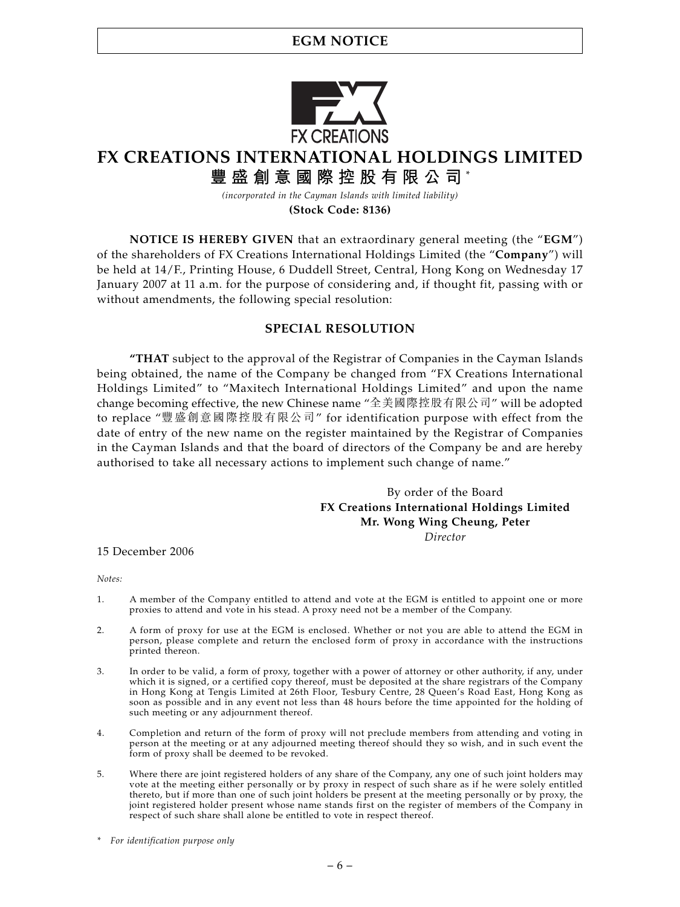# EGM NOTICE

# FX CREATIONS INTERNATIONAL HOLDINGS LIMITED

# 豐盛創意國際控股有限公司 *

*(incorporated in the Cayman Islands with limited liability)*

**(Stock Code: 8136)**

**NOTICE IS HEREBY GIVEN** that an extraordinary general meeting (the "**EGM**") of the shareholders of FX Creations International Holdings Limited (the "**Company**") will be held at 14/F., Printing House, 6 Duddell Street, Central, Hong Kong on Wednesday 17 January 2007 at 11 a.m. for the purpose of considering and, if thought fit, passing with or without amendments, the following special resolution:

## SPECIAL RESOLUTION

**"THAT** subject to the approval of the Registrar of Companies in the Cayman Islands being obtained, the name of the Company be changed from "FX Creations International Holdings Limited" to "Maxitech International Holdings Limited" and upon the name change becoming effective, the new Chinese name "全美國際控股有限公司" will be adopted to replace "豐盛創意國際控股有限公司" for identification purpose with effect from the date of entry of the new name on the register maintained by the Registrar of Companies in the Cayman Islands and that the board of directors of the Company be and are hereby authorised to take all necessary actions to implement such change of name."

By order of the Board
**FX Creations International Holdings Limited**
**Mr. Wong Wing Cheung, Peter**
*Director*

15 December 2006

*Notes:*

1. A member of the Company entitled to attend and vote at the EGM is entitled to appoint one or more proxies to attend and vote in his stead. A proxy need not be a member of the Company.

2. A form of proxy for use at the EGM is enclosed. Whether or not you are able to attend the EGM in person, please complete and return the enclosed form of proxy in accordance with the instructions printed thereon.

3. In order to be valid, a form of proxy, together with a power of attorney or other authority, if any, under which it is signed, or a certified copy thereof, must be deposited at the share registrars of the Company in Hong Kong at Tengis Limited at 26th Floor, Tesbury Centre, 28 Queen's Road East, Hong Kong as soon as possible and in any event not less than 48 hours before the time appointed for the holding of such meeting or any adjournment thereof.

4. Completion and return of the form of proxy will not preclude members from attending and voting in person at the meeting or at any adjourned meeting thereof should they so wish, and in such event the form of proxy shall be deemed to be revoked.

5. Where there are joint registered holders of any share of the Company, any one of such joint holders may vote at the meeting either personally or by proxy in respect of such share as if he were solely entitled thereto, but if more than one of such joint holders be present at the meeting personally or by proxy, the joint registered holder present whose name stands first on the register of members of the Company in respect of such share shall alone be entitled to vote in respect thereof.

\* *For identification purpose only*